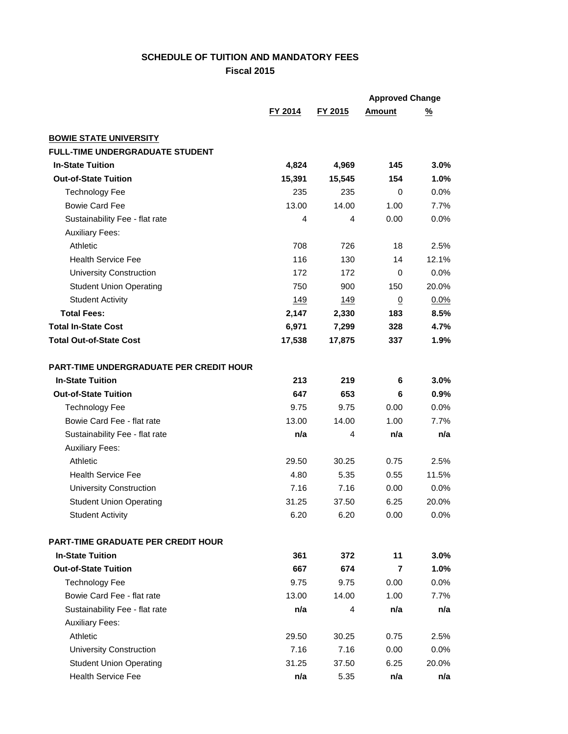# SCHEDULE OF TUITION AND MANDATORY FEES

## Fiscal 2015

| | FY 2014 | FY 2015 | Approved Change Amount | Approved Change % |
|---|---|---|---|---|
| **BOWIE STATE UNIVERSITY** | | | | |
| **FULL-TIME UNDERGRADUATE STUDENT** | | | | |
| **In-State Tuition** | **4,824** | **4,969** | **145** | **3.0%** |
| **Out-of-State Tuition** | **15,391** | **15,545** | **154** | **1.0%** |
| Technology Fee | 235 | 235 | 0 | 0.0% |
| Bowie Card Fee | 13.00 | 14.00 | 1.00 | 7.7% |
| Sustainability Fee - flat rate | 4 | 4 | 0.00 | 0.0% |
| Auxiliary Fees: | | | | |
| Athletic | 708 | 726 | 18 | 2.5% |
| Health Service Fee | 116 | 130 | 14 | 12.1% |
| University Construction | 172 | 172 | 0 | 0.0% |
| Student Union Operating | 750 | 900 | 150 | 20.0% |
| Student Activity | 149 | 149 | 0 | 0.0% |
| **Total Fees:** | **2,147** | **2,330** | **183** | **8.5%** |
| **Total In-State Cost** | **6,971** | **7,299** | **328** | **4.7%** |
| **Total Out-of-State Cost** | **17,538** | **17,875** | **337** | **1.9%** |
| | | | | |
| **PART-TIME UNDERGRADUATE PER CREDIT HOUR** | | | | |
| **In-State Tuition** | **213** | **219** | **6** | **3.0%** |
| **Out-of-State Tuition** | **647** | **653** | **6** | **0.9%** |
| Technology Fee | 9.75 | 9.75 | 0.00 | 0.0% |
| Bowie Card Fee - flat rate | 13.00 | 14.00 | 1.00 | 7.7% |
| Sustainability Fee - flat rate | **n/a** | 4 | **n/a** | **n/a** |
| Auxiliary Fees: | | | | |
| Athletic | 29.50 | 30.25 | 0.75 | 2.5% |
| Health Service Fee | 4.80 | 5.35 | 0.55 | 11.5% |
| University Construction | 7.16 | 7.16 | 0.00 | 0.0% |
| Student Union Operating | 31.25 | 37.50 | 6.25 | 20.0% |
| Student Activity | 6.20 | 6.20 | 0.00 | 0.0% |
| | | | | |
| **PART-TIME GRADUATE PER CREDIT HOUR** | | | | |
| **In-State Tuition** | **361** | **372** | **11** | **3.0%** |
| **Out-of-State Tuition** | **667** | **674** | **7** | **1.0%** |
| Technology Fee | 9.75 | 9.75 | 0.00 | 0.0% |
| Bowie Card Fee - flat rate | 13.00 | 14.00 | 1.00 | 7.7% |
| Sustainability Fee - flat rate | **n/a** | 4 | **n/a** | **n/a** |
| Auxiliary Fees: | | | | |
| Athletic | 29.50 | 30.25 | 0.75 | 2.5% |
| University Construction | 7.16 | 7.16 | 0.00 | 0.0% |
| Student Union Operating | 31.25 | 37.50 | 6.25 | 20.0% |
| Health Service Fee | **n/a** | 5.35 | **n/a** | **n/a** |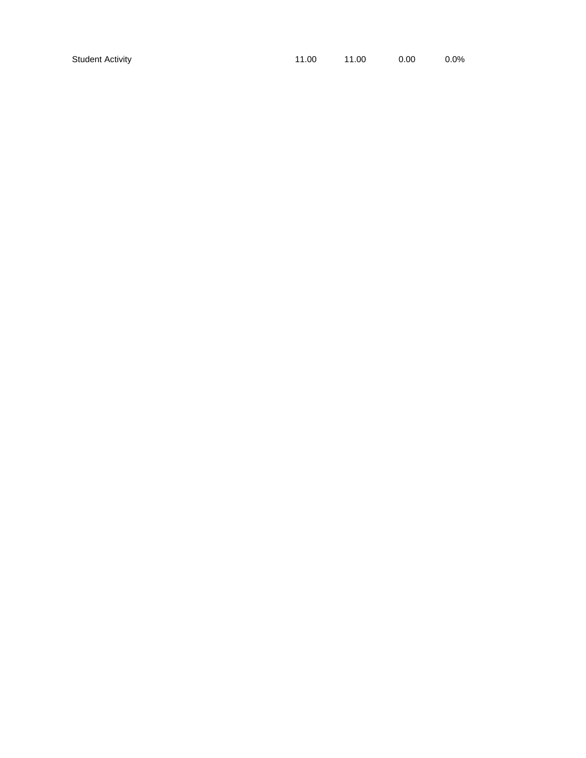| | | | | |
|---|---|---|---|---|
| Student Activity | 11.00 | 11.00 | 0.00 | 0.0% |